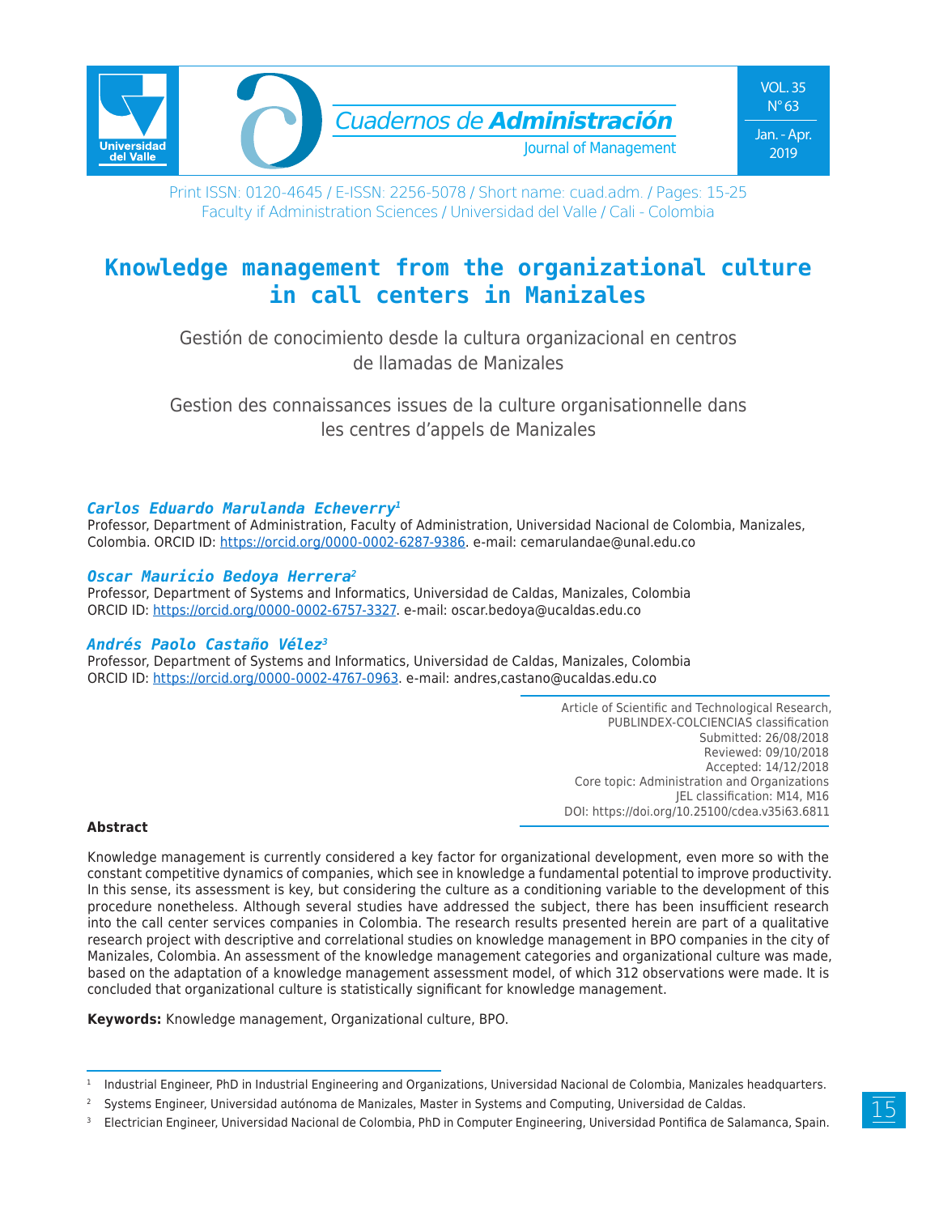# Knowledge management from the organizational culture in call centers in Manizales

Gestión de conocimiento desde la cultura organizacional en centros de llamadas de Manizales

Gestion des connaissances issues de la culture organisationnelle dans les centres d'appels de Manizales

***Carlos Eduardo Marulanda Echeverry***[1]
Professor, Department of Administration, Faculty of Administration, Universidad Nacional de Colombia, Manizales, Colombia. ORCID ID: https://orcid.org/0000-0002-6287-9386. e-mail: cemarulandae@unal.edu.co

***Oscar Mauricio Bedoya Herrera***[2]
Professor, Department of Systems and Informatics, Universidad de Caldas, Manizales, Colombia
ORCID ID: https://orcid.org/0000-0002-6757-3327. e-mail: oscar.bedoya@ucaldas.edu.co

***Andrés Paolo Castaño Vélez***[3]
Professor, Department of Systems and Informatics, Universidad de Caldas, Manizales, Colombia
ORCID ID: https://orcid.org/0000-0002-4767-0963. e-mail: andres,castano@ucaldas.edu.co

Article of Scientific and Technological Research,
PUBLINDEX-COLCIENCIAS classification
Submitted: 26/08/2018
Reviewed: 09/10/2018
Accepted: 14/12/2018
Core topic: Administration and Organizations
JEL classification: M14, M16
DOI: https://doi.org/10.25100/cdea.v35i63.6811

**Abstract**

Knowledge management is currently considered a key factor for organizational development, even more so with the constant competitive dynamics of companies, which see in knowledge a fundamental potential to improve productivity. In this sense, its assessment is key, but considering the culture as a conditioning variable to the development of this procedure nonetheless. Although several studies have addressed the subject, there has been insufficient research into the call center services companies in Colombia. The research results presented herein are part of a qualitative research project with descriptive and correlational studies on knowledge management in BPO companies in the city of Manizales, Colombia. An assessment of the knowledge management categories and organizational culture was made, based on the adaptation of a knowledge management assessment model, of which 312 observations were made. It is concluded that organizational culture is statistically significant for knowledge management.

**Keywords:** Knowledge management, Organizational culture, BPO.

---

[1] Industrial Engineer, PhD in Industrial Engineering and Organizations, Universidad Nacional de Colombia, Manizales headquarters.

[2] Systems Engineer, Universidad autónoma de Manizales, Master in Systems and Computing, Universidad de Caldas.

[3] Electrician Engineer, Universidad Nacional de Colombia, PhD in Computer Engineering, Universidad Pontifica de Salamanca, Spain.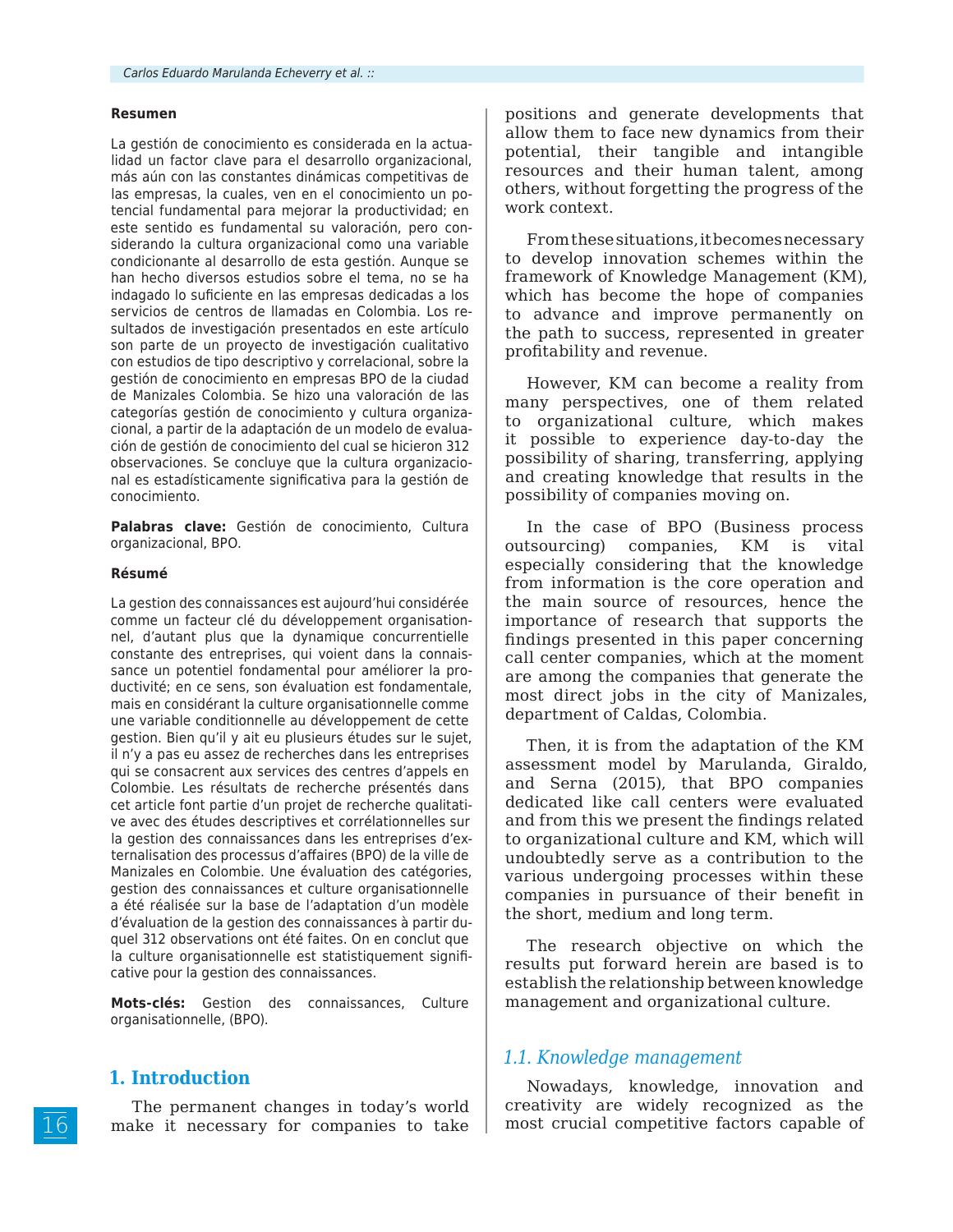**Resumen**

La gestión de conocimiento es considerada en la actualidad un factor clave para el desarrollo organizacional, más aún con las constantes dinámicas competitivas de las empresas, la cuales, ven en el conocimiento un potencial fundamental para mejorar la productividad; en este sentido es fundamental su valoración, pero considerando la cultura organizacional como una variable condicionante al desarrollo de esta gestión. Aunque se han hecho diversos estudios sobre el tema, no se ha indagado lo suficiente en las empresas dedicadas a los servicios de centros de llamadas en Colombia. Los resultados de investigación presentados en este artículo son parte de un proyecto de investigación cualitativo con estudios de tipo descriptivo y correlacional, sobre la gestión de conocimiento en empresas BPO de la ciudad de Manizales Colombia. Se hizo una valoración de las categorías gestión de conocimiento y cultura organizacional, a partir de la adaptación de un modelo de evaluación de gestión de conocimiento del cual se hicieron 312 observaciones. Se concluye que la cultura organizacional es estadísticamente significativa para la gestión de conocimiento.

**Palabras clave:** Gestión de conocimiento, Cultura organizacional, BPO.

**Résumé**

La gestion des connaissances est aujourd'hui considérée comme un facteur clé du développement organisationnel, d'autant plus que la dynamique concurrentielle constante des entreprises, qui voient dans la connaissance un potentiel fondamental pour améliorer la productivité; en ce sens, son évaluation est fondamentale, mais en considérant la culture organisationnelle comme une variable conditionnelle au développement de cette gestion. Bien qu'il y ait eu plusieurs études sur le sujet, il n'y a pas eu assez de recherches dans les entreprises qui se consacrent aux services des centres d'appels en Colombie. Les résultats de recherche présentés dans cet article font partie d'un projet de recherche qualitative avec des études descriptives et corrélationnelles sur la gestion des connaissances dans les entreprises d'externalisation des processus d'affaires (BPO) de la ville de Manizales en Colombie. Une évaluation des catégories, gestion des connaissances et culture organisationnelle a été réalisée sur la base de l'adaptation d'un modèle d'évaluation de la gestion des connaissances à partir duquel 312 observations ont été faites. On en conclut que la culture organisationnelle est statistiquement significative pour la gestion des connaissances.

**Mots-clés:** Gestion des connaissances, Culture organisationnelle, (BPO).

# 1. Introduction

The permanent changes in today's world make it necessary for companies to take positions and generate developments that allow them to face new dynamics from their potential, their tangible and intangible resources and their human talent, among others, without forgetting the progress of the work context.

From these situations, it becomes necessary to develop innovation schemes within the framework of Knowledge Management (KM), which has become the hope of companies to advance and improve permanently on the path to success, represented in greater profitability and revenue.

However, KM can become a reality from many perspectives, one of them related to organizational culture, which makes it possible to experience day-to-day the possibility of sharing, transferring, applying and creating knowledge that results in the possibility of companies moving on.

In the case of BPO (Business process outsourcing) companies, KM is vital especially considering that the knowledge from information is the core operation and the main source of resources, hence the importance of research that supports the findings presented in this paper concerning call center companies, which at the moment are among the companies that generate the most direct jobs in the city of Manizales, department of Caldas, Colombia.

Then, it is from the adaptation of the KM assessment model by Marulanda, Giraldo, and Serna (2015), that BPO companies dedicated like call centers were evaluated and from this we present the findings related to organizational culture and KM, which will undoubtedly serve as a contribution to the various undergoing processes within these companies in pursuance of their benefit in the short, medium and long term.

The research objective on which the results put forward herein are based is to establish the relationship between knowledge management and organizational culture.

## *1.1. Knowledge management*

Nowadays, knowledge, innovation and creativity are widely recognized as the most crucial competitive factors capable of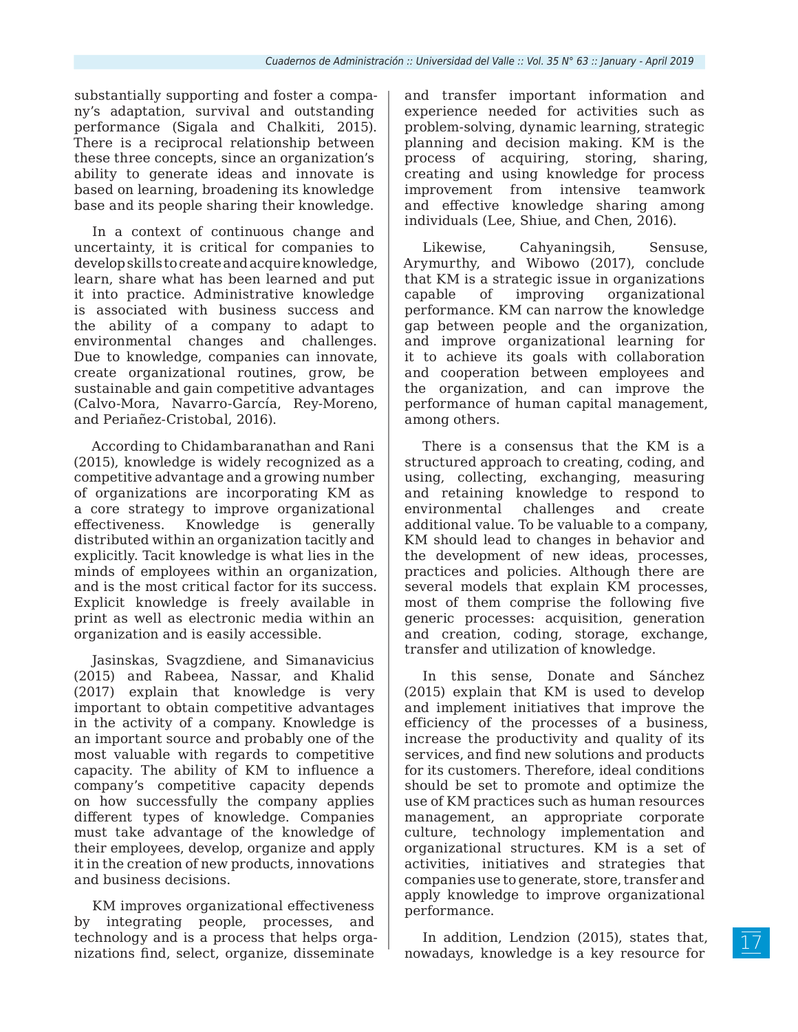substantially supporting and foster a company's adaptation, survival and outstanding performance (Sigala and Chalkiti, 2015). There is a reciprocal relationship between these three concepts, since an organization's ability to generate ideas and innovate is based on learning, broadening its knowledge base and its people sharing their knowledge.

In a context of continuous change and uncertainty, it is critical for companies to develop skills to create and acquire knowledge, learn, share what has been learned and put it into practice. Administrative knowledge is associated with business success and the ability of a company to adapt to environmental changes and challenges. Due to knowledge, companies can innovate, create organizational routines, grow, be sustainable and gain competitive advantages (Calvo-Mora, Navarro-García, Rey-Moreno, and Periañez-Cristobal, 2016).

According to Chidambaranathan and Rani (2015), knowledge is widely recognized as a competitive advantage and a growing number of organizations are incorporating KM as a core strategy to improve organizational effectiveness. Knowledge is generally distributed within an organization tacitly and explicitly. Tacit knowledge is what lies in the minds of employees within an organization, and is the most critical factor for its success. Explicit knowledge is freely available in print as well as electronic media within an organization and is easily accessible.

Jasinskas, Svagzdiene, and Simanavicius (2015) and Rabeea, Nassar, and Khalid (2017) explain that knowledge is very important to obtain competitive advantages in the activity of a company. Knowledge is an important source and probably one of the most valuable with regards to competitive capacity. The ability of KM to influence a company's competitive capacity depends on how successfully the company applies different types of knowledge. Companies must take advantage of the knowledge of their employees, develop, organize and apply it in the creation of new products, innovations and business decisions.

KM improves organizational effectiveness by integrating people, processes, and technology and is a process that helps organizations find, select, organize, disseminate and transfer important information and experience needed for activities such as problem-solving, dynamic learning, strategic planning and decision making. KM is the process of acquiring, storing, sharing, creating and using knowledge for process improvement from intensive teamwork and effective knowledge sharing among individuals (Lee, Shiue, and Chen, 2016).

Likewise, Cahyaningsih, Sensuse, Arymurthy, and Wibowo (2017), conclude that KM is a strategic issue in organizations capable of improving organizational performance. KM can narrow the knowledge gap between people and the organization, and improve organizational learning for it to achieve its goals with collaboration and cooperation between employees and the organization, and can improve the performance of human capital management, among others.

There is a consensus that the KM is a structured approach to creating, coding, and using, collecting, exchanging, measuring and retaining knowledge to respond to environmental challenges and create additional value. To be valuable to a company, KM should lead to changes in behavior and the development of new ideas, processes, practices and policies. Although there are several models that explain KM processes, most of them comprise the following five generic processes: acquisition, generation and creation, coding, storage, exchange, transfer and utilization of knowledge.

In this sense, Donate and Sánchez (2015) explain that KM is used to develop and implement initiatives that improve the efficiency of the processes of a business, increase the productivity and quality of its services, and find new solutions and products for its customers. Therefore, ideal conditions should be set to promote and optimize the use of KM practices such as human resources management, an appropriate corporate culture, technology implementation and organizational structures. KM is a set of activities, initiatives and strategies that companies use to generate, store, transfer and apply knowledge to improve organizational performance.

In addition, Lendzion (2015), states that, nowadays, knowledge is a key resource for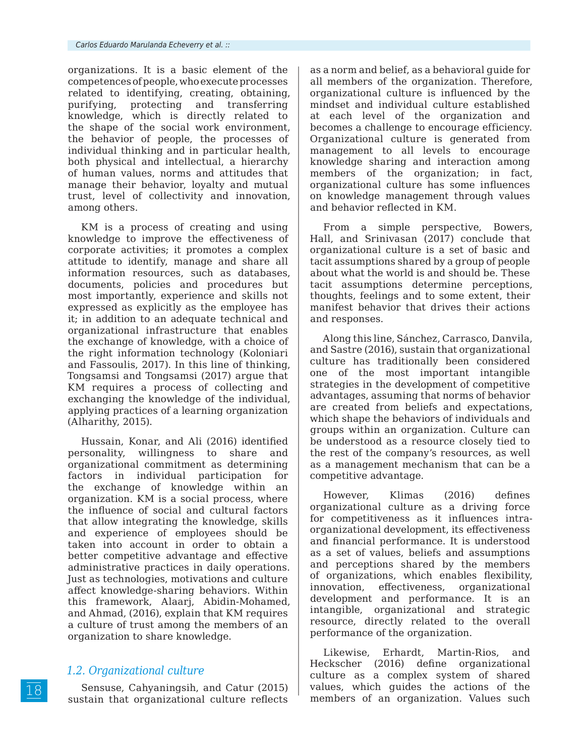organizations. It is a basic element of the competences of people, who execute processes related to identifying, creating, obtaining, purifying, protecting and transferring knowledge, which is directly related to the shape of the social work environment, the behavior of people, the processes of individual thinking and in particular health, both physical and intellectual, a hierarchy of human values, norms and attitudes that manage their behavior, loyalty and mutual trust, level of collectivity and innovation, among others.

KM is a process of creating and using knowledge to improve the effectiveness of corporate activities; it promotes a complex attitude to identify, manage and share all information resources, such as databases, documents, policies and procedures but most importantly, experience and skills not expressed as explicitly as the employee has it; in addition to an adequate technical and organizational infrastructure that enables the exchange of knowledge, with a choice of the right information technology (Koloniari and Fassoulis, 2017). In this line of thinking, Tongsamsi and Tongsamsi (2017) argue that KM requires a process of collecting and exchanging the knowledge of the individual, applying practices of a learning organization (Alharithy, 2015).

Hussain, Konar, and Ali (2016) identified personality, willingness to share and organizational commitment as determining factors in individual participation for the exchange of knowledge within an organization. KM is a social process, where the influence of social and cultural factors that allow integrating the knowledge, skills and experience of employees should be taken into account in order to obtain a better competitive advantage and effective administrative practices in daily operations. Just as technologies, motivations and culture affect knowledge-sharing behaviors. Within this framework, Alaarj, Abidin-Mohamed, and Ahmad, (2016), explain that KM requires a culture of trust among the members of an organization to share knowledge.

### *1.2. Organizational culture*

Sensuse, Cahyaningsih, and Catur (2015) sustain that organizational culture reflects as a norm and belief, as a behavioral guide for all members of the organization. Therefore, organizational culture is influenced by the mindset and individual culture established at each level of the organization and becomes a challenge to encourage efficiency. Organizational culture is generated from management to all levels to encourage knowledge sharing and interaction among members of the organization; in fact, organizational culture has some influences on knowledge management through values and behavior reflected in KM.

From a simple perspective, Bowers, Hall, and Srinivasan (2017) conclude that organizational culture is a set of basic and tacit assumptions shared by a group of people about what the world is and should be. These tacit assumptions determine perceptions, thoughts, feelings and to some extent, their manifest behavior that drives their actions and responses.

Along this line, Sánchez, Carrasco, Danvila, and Sastre (2016), sustain that organizational culture has traditionally been considered one of the most important intangible strategies in the development of competitive advantages, assuming that norms of behavior are created from beliefs and expectations, which shape the behaviors of individuals and groups within an organization. Culture can be understood as a resource closely tied to the rest of the company's resources, as well as a management mechanism that can be a competitive advantage.

However, Klimas (2016) defines organizational culture as a driving force for competitiveness as it influences intra-organizational development, its effectiveness and financial performance. It is understood as a set of values, beliefs and assumptions and perceptions shared by the members of organizations, which enables flexibility, innovation, effectiveness, organizational development and performance. It is an intangible, organizational and strategic resource, directly related to the overall performance of the organization.

Likewise, Erhardt, Martin-Rios, and Heckscher (2016) define organizational culture as a complex system of shared values, which guides the actions of the members of an organization. Values such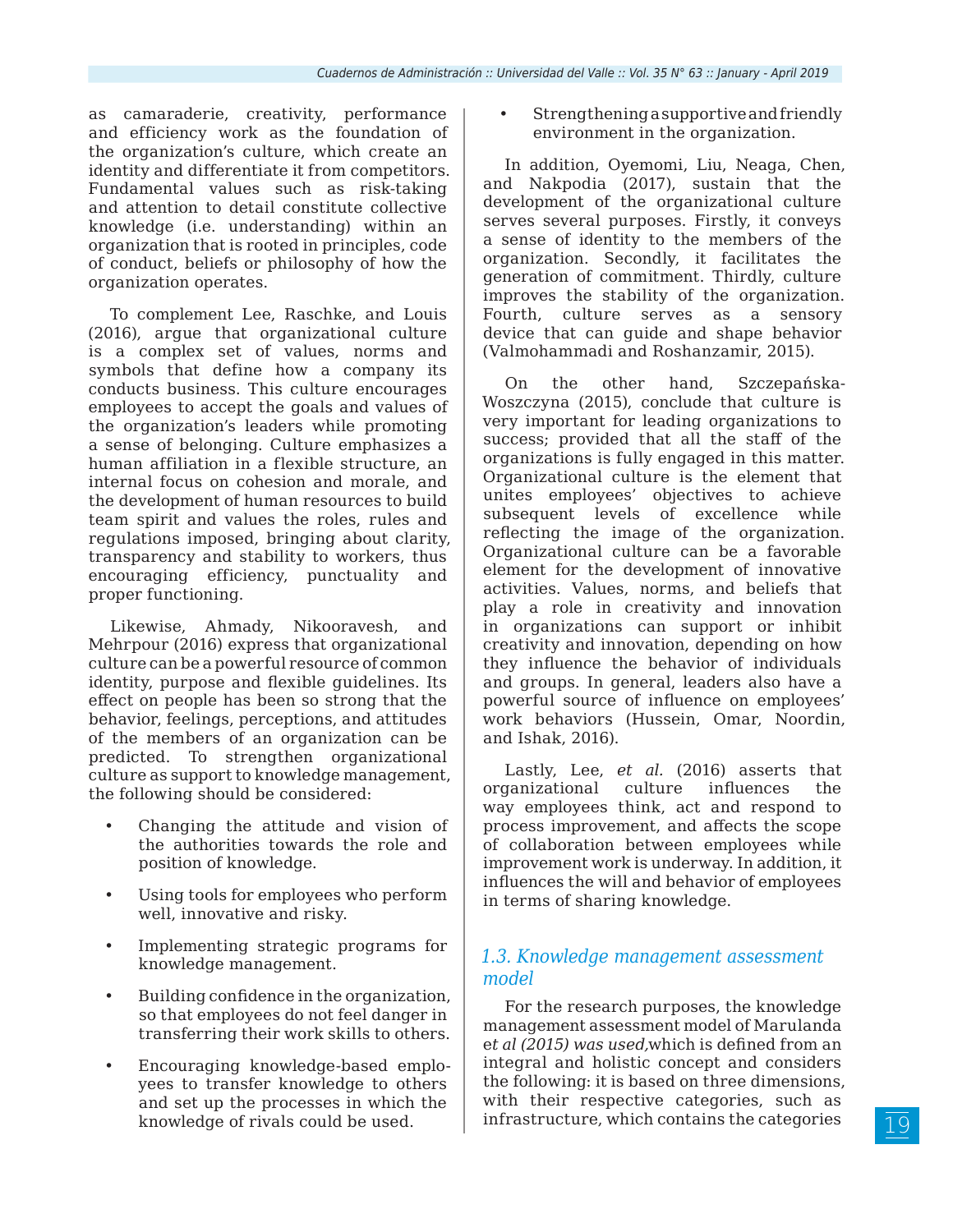as camaraderie, creativity, performance and efficiency work as the foundation of the organization's culture, which create an identity and differentiate it from competitors. Fundamental values such as risk-taking and attention to detail constitute collective knowledge (i.e. understanding) within an organization that is rooted in principles, code of conduct, beliefs or philosophy of how the organization operates.

To complement Lee, Raschke, and Louis (2016), argue that organizational culture is a complex set of values, norms and symbols that define how a company its conducts business. This culture encourages employees to accept the goals and values of the organization's leaders while promoting a sense of belonging. Culture emphasizes a human affiliation in a flexible structure, an internal focus on cohesion and morale, and the development of human resources to build team spirit and values the roles, rules and regulations imposed, bringing about clarity, transparency and stability to workers, thus encouraging efficiency, punctuality and proper functioning.

Likewise, Ahmady, Nikooravesh, and Mehrpour (2016) express that organizational culture can be a powerful resource of common identity, purpose and flexible guidelines. Its effect on people has been so strong that the behavior, feelings, perceptions, and attitudes of the members of an organization can be predicted. To strengthen organizational culture as support to knowledge management, the following should be considered:

- Changing the attitude and vision of the authorities towards the role and position of knowledge.
- Using tools for employees who perform well, innovative and risky.
- Implementing strategic programs for knowledge management.
- Building confidence in the organization, so that employees do not feel danger in transferring their work skills to others.
- Encouraging knowledge-based employees to transfer knowledge to others and set up the processes in which the knowledge of rivals could be used.
- Strengthening a supportive and friendly environment in the organization.

In addition, Oyemomi, Liu, Neaga, Chen, and Nakpodia (2017), sustain that the development of the organizational culture serves several purposes. Firstly, it conveys a sense of identity to the members of the organization. Secondly, it facilitates the generation of commitment. Thirdly, culture improves the stability of the organization. Fourth, culture serves as a sensory device that can guide and shape behavior (Valmohammadi and Roshanzamir, 2015).

On the other hand, Szczepańska-Woszczyna (2015), conclude that culture is very important for leading organizations to success; provided that all the staff of the organizations is fully engaged in this matter. Organizational culture is the element that unites employees' objectives to achieve subsequent levels of excellence while reflecting the image of the organization. Organizational culture can be a favorable element for the development of innovative activities. Values, norms, and beliefs that play a role in creativity and innovation in organizations can support or inhibit creativity and innovation, depending on how they influence the behavior of individuals and groups. In general, leaders also have a powerful source of influence on employees' work behaviors (Hussein, Omar, Noordin, and Ishak, 2016).

Lastly, Lee, *et al.* (2016) asserts that organizational culture influences the way employees think, act and respond to process improvement, and affects the scope of collaboration between employees while improvement work is underway. In addition, it influences the will and behavior of employees in terms of sharing knowledge.

### *1.3. Knowledge management assessment model*

For the research purposes, the knowledge management assessment model of Marulanda e*t al (2015) was used,*which is defined from an integral and holistic concept and considers the following: it is based on three dimensions, with their respective categories, such as infrastructure, which contains the categories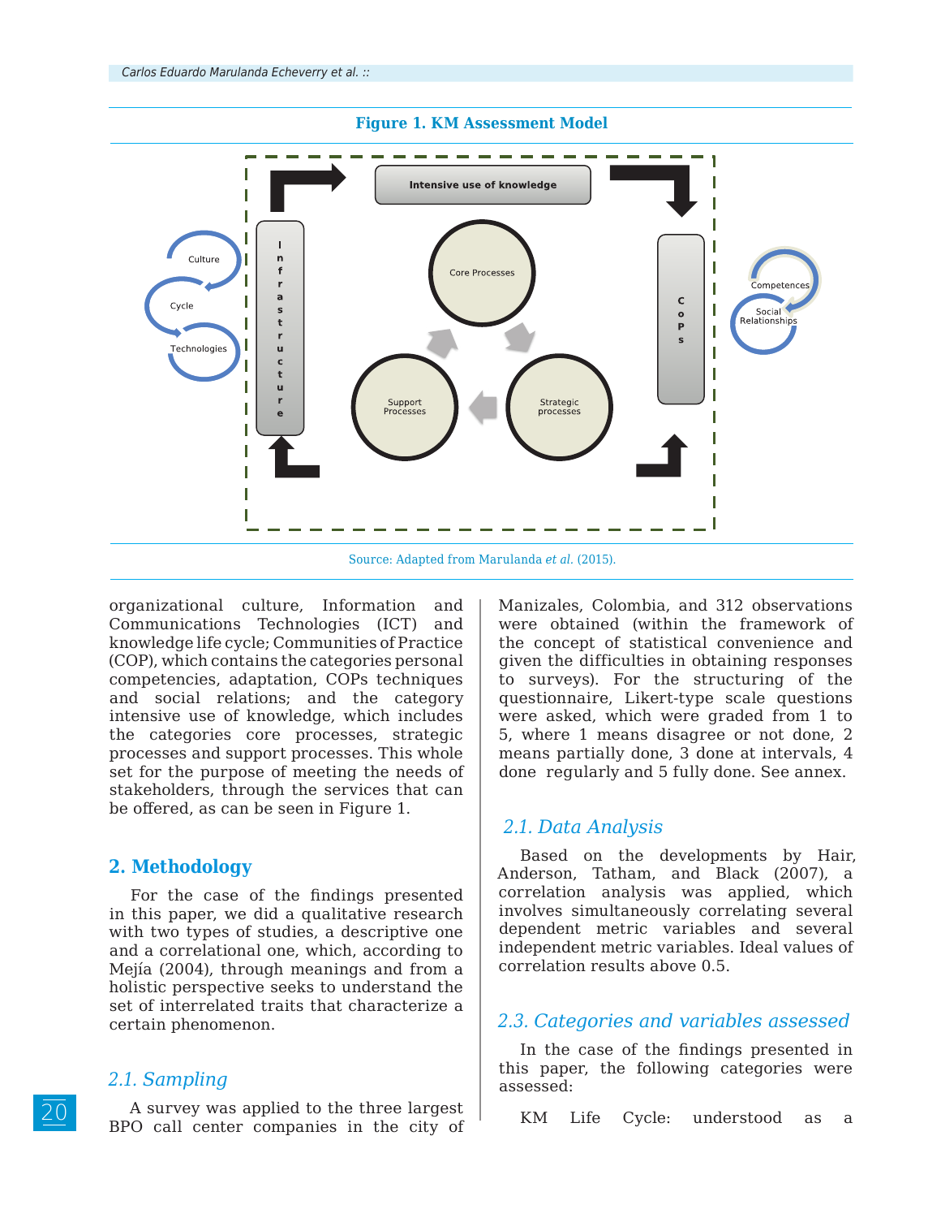**Figure 1. KM Assessment Model**

Source: Adapted from Marulanda *et al.* (2015).

organizational culture, Information and Communications Technologies (ICT) and knowledge life cycle; Communities of Practice (COP), which contains the categories personal competencies, adaptation, COPs techniques and social relations; and the category intensive use of knowledge, which includes the categories core processes, strategic processes and support processes. This whole set for the purpose of meeting the needs of stakeholders, through the services that can be offered, as can be seen in Figure 1.

## 2. Methodology

For the case of the findings presented in this paper, we did a qualitative research with two types of studies, a descriptive one and a correlational one, which, according to Mejía (2004), through meanings and from a holistic perspective seeks to understand the set of interrelated traits that characterize a certain phenomenon.

### *2.1. Sampling*

A survey was applied to the three largest BPO call center companies in the city of Manizales, Colombia, and 312 observations were obtained (within the framework of the concept of statistical convenience and given the difficulties in obtaining responses to surveys). For the structuring of the questionnaire, Likert-type scale questions were asked, which were graded from 1 to 5, where 1 means disagree or not done, 2 means partially done, 3 done at intervals, 4 done regularly and 5 fully done. See annex.

### *2.1. Data Analysis*

Based on the developments by Hair, Anderson, Tatham, and Black (2007), a correlation analysis was applied, which involves simultaneously correlating several dependent metric variables and several independent metric variables. Ideal values of correlation results above 0.5.

### *2.3. Categories and variables assessed*

In the case of the findings presented in this paper, the following categories were assessed:

KM Life Cycle: understood as a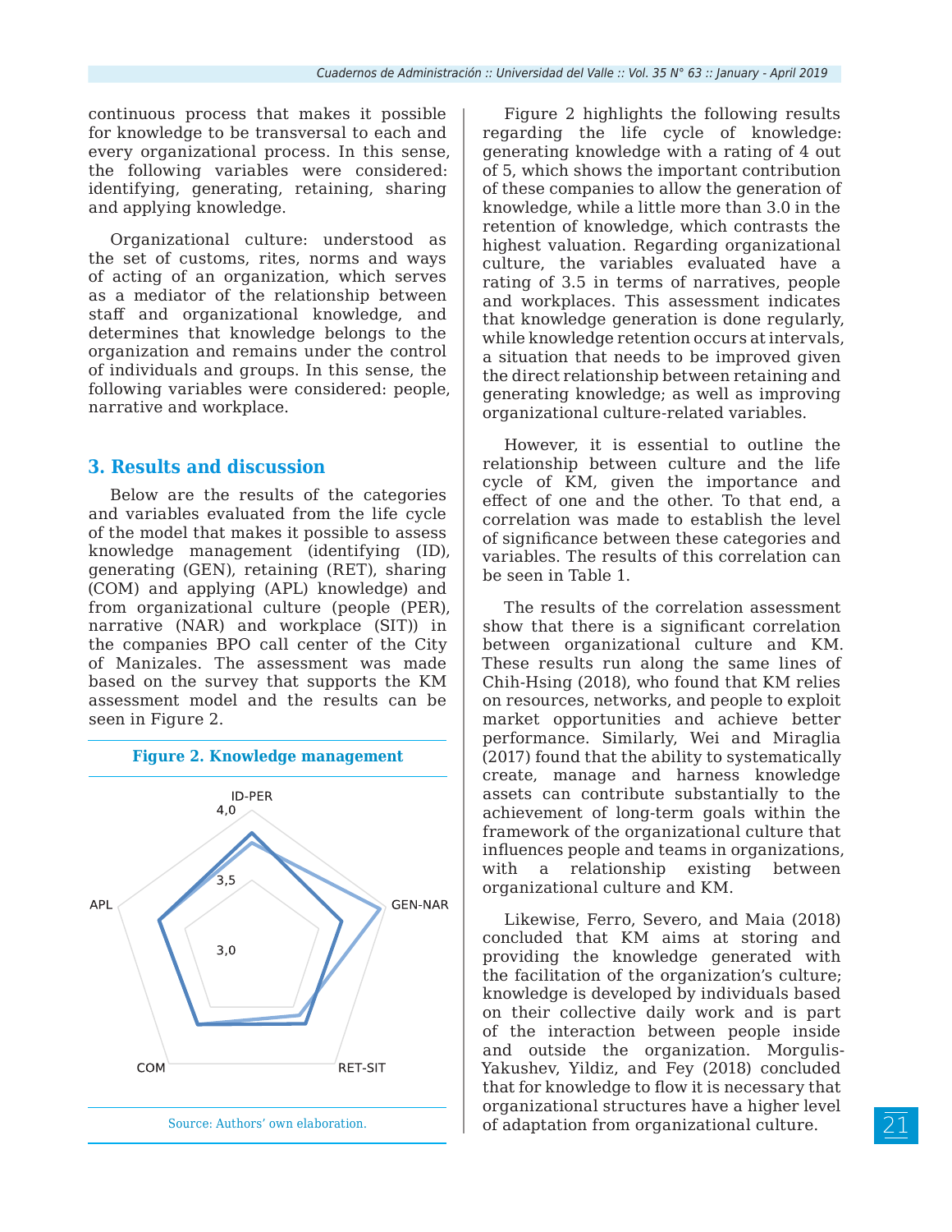continuous process that makes it possible for knowledge to be transversal to each and every organizational process. In this sense, the following variables were considered: identifying, generating, retaining, sharing and applying knowledge.

Organizational culture: understood as the set of customs, rites, norms and ways of acting of an organization, which serves as a mediator of the relationship between staff and organizational knowledge, and determines that knowledge belongs to the organization and remains under the control of individuals and groups. In this sense, the following variables were considered: people, narrative and workplace.

## 3. Results and discussion

Below are the results of the categories and variables evaluated from the life cycle of the model that makes it possible to assess knowledge management (identifying (ID), generating (GEN), retaining (RET), sharing (COM) and applying (APL) knowledge) and from organizational culture (people (PER), narrative (NAR) and workplace (SIT)) in the companies BPO call center of the City of Manizales. The assessment was made based on the survey that supports the KM assessment model and the results can be seen in Figure 2.

**Figure 2. Knowledge management**

Source: Authors' own elaboration.

Figure 2 highlights the following results regarding the life cycle of knowledge: generating knowledge with a rating of 4 out of 5, which shows the important contribution of these companies to allow the generation of knowledge, while a little more than 3.0 in the retention of knowledge, which contrasts the highest valuation. Regarding organizational culture, the variables evaluated have a rating of 3.5 in terms of narratives, people and workplaces. This assessment indicates that knowledge generation is done regularly, while knowledge retention occurs at intervals, a situation that needs to be improved given the direct relationship between retaining and generating knowledge; as well as improving organizational culture-related variables.

However, it is essential to outline the relationship between culture and the life cycle of KM, given the importance and effect of one and the other. To that end, a correlation was made to establish the level of significance between these categories and variables. The results of this correlation can be seen in Table 1.

The results of the correlation assessment show that there is a significant correlation between organizational culture and KM. These results run along the same lines of Chih-Hsing (2018), who found that KM relies on resources, networks, and people to exploit market opportunities and achieve better performance. Similarly, Wei and Miraglia (2017) found that the ability to systematically create, manage and harness knowledge assets can contribute substantially to the achievement of long-term goals within the framework of the organizational culture that influences people and teams in organizations, with a relationship existing between organizational culture and KM.

Likewise, Ferro, Severo, and Maia (2018) concluded that KM aims at storing and providing the knowledge generated with the facilitation of the organization's culture; knowledge is developed by individuals based on their collective daily work and is part of the interaction between people inside and outside the organization. Morgulis-Yakushev, Yildiz, and Fey (2018) concluded that for knowledge to flow it is necessary that organizational structures have a higher level of adaptation from organizational culture.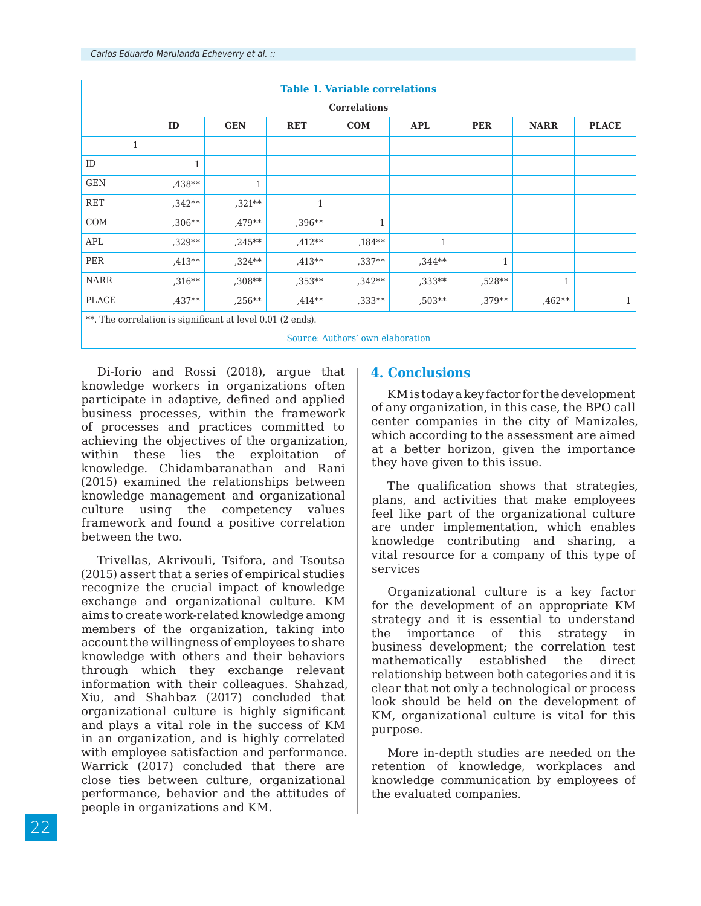**Table 1. Variable correlations**

| Correlations | | | | | | | | |
|---|---|---|---|---|---|---|---|---|
| | ID | GEN | RET | COM | APL | PER | NARR | PLACE |
| 1 | | | | | | | | |
| ID | 1 | | | | | | | |
| GEN | ,438** | 1 | | | | | | |
| RET | ,342** | ,321** | 1 | | | | | |
| COM | ,306** | ,479** | ,396** | 1 | | | | |
| APL | ,329** | ,245** | ,412** | ,184** | 1 | | | |
| PER | ,413** | ,324** | ,413** | ,337** | ,344** | 1 | | |
| NARR | ,316** | ,308** | ,353** | ,342** | ,333** | ,528** | 1 | |
| PLACE | ,437** | ,256** | ,414** | ,333** | ,503** | ,379** | ,462** | 1 |

**. The correlation is significant at level 0.01 (2 ends).

Source: Authors' own elaboration

Di-Iorio and Rossi (2018), argue that knowledge workers in organizations often participate in adaptive, defined and applied business processes, within the framework of processes and practices committed to achieving the objectives of the organization, within these lies the exploitation of knowledge. Chidambaranathan and Rani (2015) examined the relationships between knowledge management and organizational culture using the competency values framework and found a positive correlation between the two.

Trivellas, Akrivouli, Tsifora, and Tsoutsa (2015) assert that a series of empirical studies recognize the crucial impact of knowledge exchange and organizational culture. KM aims to create work-related knowledge among members of the organization, taking into account the willingness of employees to share knowledge with others and their behaviors through which they exchange relevant information with their colleagues. Shahzad, Xiu, and Shahbaz (2017) concluded that organizational culture is highly significant and plays a vital role in the success of KM in an organization, and is highly correlated with employee satisfaction and performance. Warrick (2017) concluded that there are close ties between culture, organizational performance, behavior and the attitudes of people in organizations and KM.

## 4. Conclusions

KM is today a key factor for the development of any organization, in this case, the BPO call center companies in the city of Manizales, which according to the assessment are aimed at a better horizon, given the importance they have given to this issue.

The qualification shows that strategies, plans, and activities that make employees feel like part of the organizational culture are under implementation, which enables knowledge contributing and sharing, a vital resource for a company of this type of services

Organizational culture is a key factor for the development of an appropriate KM strategy and it is essential to understand the importance of this strategy in business development; the correlation test mathematically established the direct relationship between both categories and it is clear that not only a technological or process look should be held on the development of KM, organizational culture is vital for this purpose.

More in-depth studies are needed on the retention of knowledge, workplaces and knowledge communication by employees of the evaluated companies.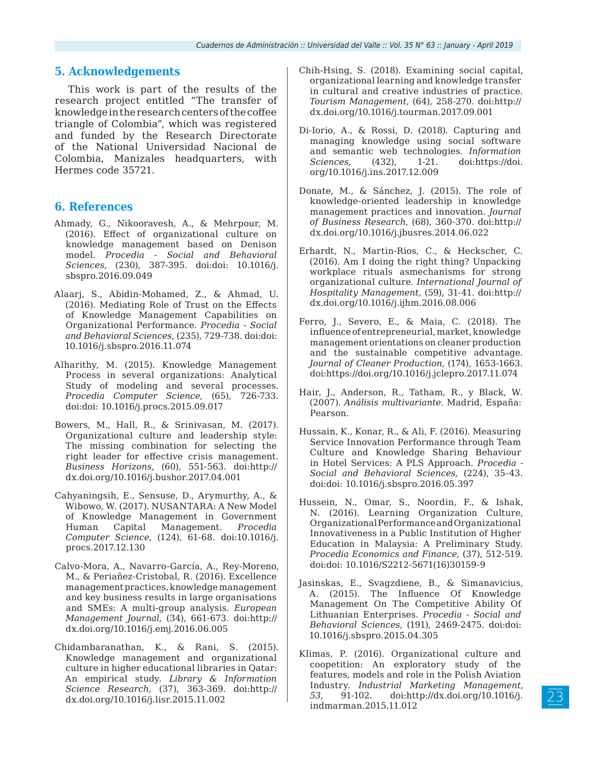## 5. Acknowledgements

This work is part of the results of the research project entitled "The transfer of knowledge in the research centers of the coffee triangle of Colombia", which was registered and funded by the Research Directorate of the National Universidad Nacional de Colombia, Manizales headquarters, with Hermes code 35721.

## 6. References

Ahmady, G., Nikooravesh, A., & Mehrpour, M. (2016). Effect of organizational culture on knowledge management based on Denison model. *Procedia - Social and Behavioral Sciences,* (230), 387-395. doi:doi: 10.1016/j.sbspro.2016.09.049

Alaarj, S., Abidin-Mohamed, Z., & Ahmad, U. (2016). Mediating Role of Trust on the Effects of Knowledge Management Capabilities on Organizational Performance. *Procedia - Social and Behavioral Sciences,* (235), 729-738. doi:doi: 10.1016/j.sbspro.2016.11.074

Alharithy, M. (2015). Knowledge Management Process in several organizations: Analytical Study of modeling and several processes. *Procedia Computer Science,* (65), 726-733. doi:doi: 10.1016/j.procs.2015.09.017

Bowers, M., Hall, R., & Srinivasan, M. (2017). Organizational culture and leadership style: The missing combination for selecting the right leader for effective crisis management. *Business Horizons,* (60), 551-563. doi:http://dx.doi.org/10.1016/j.bushor.2017.04.001

Cahyaningsih, E., Sensuse, D., Arymurthy, A., & Wibowo, W. (2017). NUSANTARA: A New Model of Knowledge Management in Government Human Capital Management. *Procedia Computer Science,* (124), 61-68. doi:10.1016/j.procs.2017.12.130

Calvo-Mora, A., Navarro-García, A., Rey-Moreno, M., & Periañez-Cristobal, R. (2016). Excellence management practices, knowledge management and key business results in large organisations and SMEs: A multi-group analysis. *European Management Journal,* (34), 661-673. doi:http://dx.doi.org/10.1016/j.emj.2016.06.005

Chidambaranathan, K., & Rani, S. (2015). Knowledge management and organizational culture in higher educational libraries in Qatar: An empirical study. *Library & Information Science Research,* (37), 363-369. doi:http://dx.doi.org/10.1016/j.lisr.2015.11.002

Chih-Hsing, S. (2018). Examining social capital, organizational learning and knowledge transfer in cultural and creative industries of practice. *Tourism Management,* (64), 258-270. doi:http://dx.doi.org/10.1016/j.tourman.2017.09.001

Di-Iorio, A., & Rossi, D. (2018). Capturing and managing knowledge using social software and semantic web technologies. *Information Sciences,* (432), 1-21. doi:https://doi.org/10.1016/j.ins.2017.12.009

Donate, M., & Sánchez, J. (2015). The role of knowledge-oriented leadership in knowledge management practices and innovation. *Journal of Business Research,* (68), 360-370. doi:http://dx.doi.org/10.1016/j.jbusres.2014.06.022

Erhardt, N., Martin-Rios, C., & Heckscher, C. (2016). Am I doing the right thing? Unpacking workplace rituals asmechanisms for strong organizational culture. *International Journal of Hospitality Management,* (59), 31-41. doi:http://dx.doi.org/10.1016/j.ijhm.2016.08.006

Ferro, J., Severo, E., & Maia, C. (2018). The influence of entrepreneurial, market, knowledge management orientations on cleaner production and the sustainable competitive advantage. *Journal of Cleaner Production,* (174), 1653-1663. doi:https://doi.org/10.1016/j.jclepro.2017.11.074

Hair, J., Anderson, R., Tatham, R., y Black, W. (2007). *Análisis multivariante.* Madrid, España: Pearson.

Hussain, K., Konar, R., & Ali, F. (2016). Measuring Service Innovation Performance through Team Culture and Knowledge Sharing Behaviour in Hotel Services: A PLS Approach. *Procedia - Social and Behavioral Sciences,* (224), 35-43. doi:doi: 10.1016/j.sbspro.2016.05.397

Hussein, N., Omar, S., Noordin, F., & Ishak, N. (2016). Learning Organization Culture, Organizational Performance and Organizational Innovativeness in a Public Institution of Higher Education in Malaysia: A Preliminary Study. *Procedia Economics and Finance,* (37), 512-519. doi:doi: 10.1016/S2212-5671(16)30159-9

Jasinskas, E., Svagzdiene, B., & Simanavicius, A. (2015). The Influence Of Knowledge Management On The Competitive Ability Of Lithuanian Enterprises. *Procedia - Social and Behavioral Sciences,* (191), 2469-2475. doi:doi: 10.1016/j.sbspro.2015.04.305

Klimas, P. (2016). Organizational culture and coopetition: An exploratory study of the features, models and role in the Polish Aviation Industry. *Industrial Marketing Management, 53,* 91-102. doi:http://dx.doi.org/10.1016/j.indmarman.2015.11.012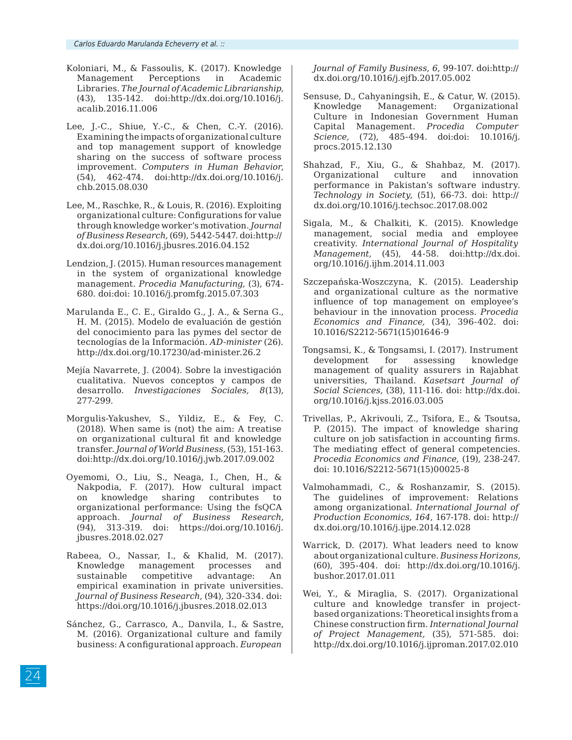Koloniari, M., & Fassoulis, K. (2017). Knowledge Management Perceptions in Academic Libraries. *The Journal of Academic Librarianship,* (43), 135-142. doi:http://dx.doi.org/10.1016/j.acalib.2016.11.006

Lee, J.-C., Shiue, Y.-C., & Chen, C.-Y. (2016). Examining the impacts of organizational culture and top management support of knowledge sharing on the success of software process improvement. *Computers in Human Behavior,* (54), 462-474. doi:http://dx.doi.org/10.1016/j.chb.2015.08.030

Lee, M., Raschke, R., & Louis, R. (2016). Exploiting organizational culture: Configurations for value through knowledge worker's motivation. *Journal of Business Research,* (69), 5442-5447. doi:http://dx.doi.org/10.1016/j.jbusres.2016.04.152

Lendzion, J. (2015). Human resources management in the system of organizational knowledge management. *Procedia Manufacturing,* (3), 674-680. doi:doi: 10.1016/j.promfg.2015.07.303

Marulanda E., C. E., Giraldo G., J. A., & Serna G., H. M. (2015). Modelo de evaluación de gestión del conocimiento para las pymes del sector de tecnologías de la Información. *AD-minister* (26). http://dx.doi.org/10.17230/ad-minister.26.2

Mejía Navarrete, J. (2004). Sobre la investigación cualitativa. Nuevos conceptos y campos de desarrollo. *Investigaciones Sociales, 8*(13), 277-299.

Morgulis-Yakushev, S., Yildiz, E., & Fey, C. (2018). When same is (not) the aim: A treatise on organizational cultural fit and knowledge transfer. *Journal of World Business,* (53), 151-163. doi:http://dx.doi.org/10.1016/j.jwb.2017.09.002

Oyemomi, O., Liu, S., Neaga, I., Chen, H., & Nakpodia, F. (2017). How cultural impact on knowledge sharing contributes to organizational performance: Using the fsQCA approach. *Journal of Business Research*, (94), 313-319. doi: https://doi.org/10.1016/j.jbusres.2018.02.027

Rabeea, O., Nassar, I., & Khalid, M. (2017). Knowledge management processes and sustainable competitive advantage: An empirical examination in private universities. *Journal of Business Research*, (94), 320-334. doi: https://doi.org/10.1016/j.jbusres.2018.02.013

Sánchez, G., Carrasco, A., Danvila, I., & Sastre, M. (2016). Organizational culture and family business: A configurational approach. *European Journal of Family Business, 6*, 99-107. doi:http://dx.doi.org/10.1016/j.ejfb.2017.05.002

Sensuse, D., Cahyaningsih, E., & Catur, W. (2015). Knowledge Management: Organizational Culture in Indonesian Government Human Capital Management. *Procedia Computer Science,* (72), 485-494. doi:doi: 10.1016/j.procs.2015.12.130

Shahzad, F., Xiu, G., & Shahbaz, M. (2017). Organizational culture and innovation performance in Pakistan's software industry. *Technology in Society,* (51), 66-73. doi: http://dx.doi.org/10.1016/j.techsoc.2017.08.002

Sigala, M., & Chalkiti, K. (2015). Knowledge management, social media and employee creativity. *International Journal of Hospitality Management,* (45), 44-58. doi:http://dx.doi.org/10.1016/j.ijhm.2014.11.003

Szczepańska-Woszczyna, K. (2015). Leadership and organizational culture as the normative influence of top management on employee's behaviour in the innovation process. *Procedia Economics and Finance,* (34), 396-402. doi: 10.1016/S2212-5671(15)01646-9

Tongsamsi, K., & Tongsamsi, I. (2017). Instrument development for assessing knowledge management of quality assurers in Rajabhat universities, Thailand. *Kasetsart Journal of Social Sciences,* (38), 111-116. doi: http://dx.doi.org/10.1016/j.kjss.2016.03.005

Trivellas, P., Akrivouli, Z., Tsifora, E., & Tsoutsa, P. (2015). The impact of knowledge sharing culture on job satisfaction in accounting firms. The mediating effect of general competencies. *Procedia Economics and Finance,* (19), 238-247. doi: 10.1016/S2212-5671(15)00025-8

Valmohammadi, C., & Roshanzamir, S. (2015). The guidelines of improvement: Relations among organizational. *International Journal of Production Economics, 164*, 167-178. doi: http://dx.doi.org/10.1016/j.ijpe.2014.12.028

Warrick, D. (2017). What leaders need to know about organizational culture. *Business Horizons,* (60), 395-404. doi: http://dx.doi.org/10.1016/j.bushor.2017.01.011

Wei, Y., & Miraglia, S. (2017). Organizational culture and knowledge transfer in project-based organizations: Theoretical insights from a Chinese construction firm. *International Journal of Project Management,* (35), 571-585. doi: http://dx.doi.org/10.1016/j.ijproman.2017.02.010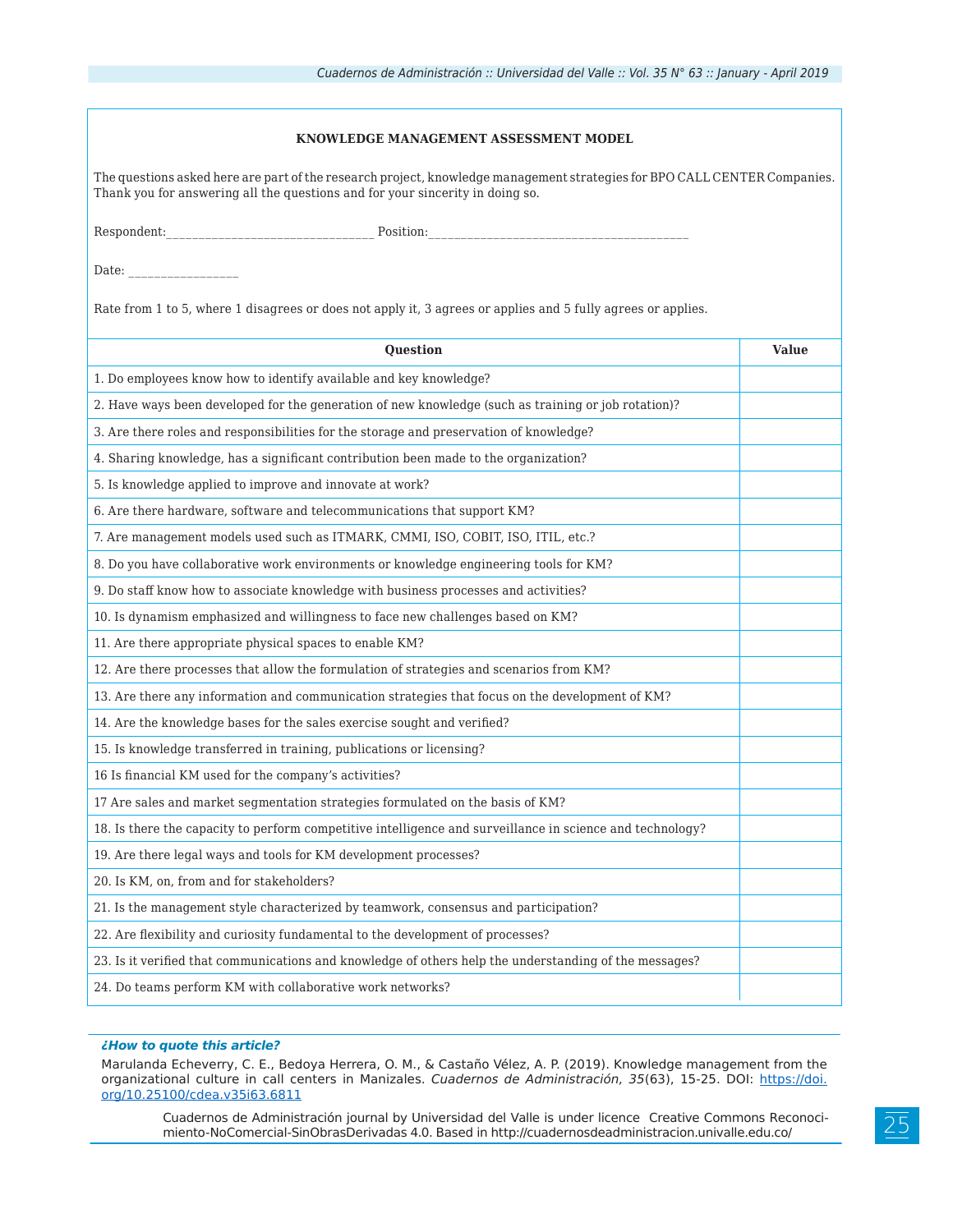**KNOWLEDGE MANAGEMENT ASSESSMENT MODEL**

The questions asked here are part of the research project, knowledge management strategies for BPO CALL CENTER Companies. Thank you for answering all the questions and for your sincerity in doing so.

Respondent:________________________________ Position:________________________________________

Date: _________________

Rate from 1 to 5, where 1 disagrees or does not apply it, 3 agrees or applies and 5 fully agrees or applies.

| Question | Value |
|---|---|
| 1. Do employees know how to identify available and key knowledge? | |
| 2. Have ways been developed for the generation of new knowledge (such as training or job rotation)? | |
| 3. Are there roles and responsibilities for the storage and preservation of knowledge? | |
| 4. Sharing knowledge, has a significant contribution been made to the organization? | |
| 5. Is knowledge applied to improve and innovate at work? | |
| 6. Are there hardware, software and telecommunications that support KM? | |
| 7. Are management models used such as ITMARK, CMMI, ISO, COBIT, ISO, ITIL, etc.? | |
| 8. Do you have collaborative work environments or knowledge engineering tools for KM? | |
| 9. Do staff know how to associate knowledge with business processes and activities? | |
| 10. Is dynamism emphasized and willingness to face new challenges based on KM? | |
| 11. Are there appropriate physical spaces to enable KM? | |
| 12. Are there processes that allow the formulation of strategies and scenarios from KM? | |
| 13. Are there any information and communication strategies that focus on the development of KM? | |
| 14. Are the knowledge bases for the sales exercise sought and verified? | |
| 15. Is knowledge transferred in training, publications or licensing? | |
| 16 Is financial KM used for the company's activities? | |
| 17 Are sales and market segmentation strategies formulated on the basis of KM? | |
| 18. Is there the capacity to perform competitive intelligence and surveillance in science and technology? | |
| 19. Are there legal ways and tools for KM development processes? | |
| 20. Is KM, on, from and for stakeholders? | |
| 21. Is the management style characterized by teamwork, consensus and participation? | |
| 22. Are flexibility and curiosity fundamental to the development of processes? | |
| 23. Is it verified that communications and knowledge of others help the understanding of the messages? | |
| 24. Do teams perform KM with collaborative work networks? | |

***¿How to quote this article?***

Marulanda Echeverry, C. E., Bedoya Herrera, O. M., & Castaño Vélez, A. P. (2019). Knowledge management from the organizational culture in call centers in Manizales. *Cuadernos de Administración, 35*(63), 15-25. DOI: https://doi.org/10.25100/cdea.v35i63.6811

Cuadernos de Administración journal by Universidad del Valle is under licence Creative Commons Reconocimiento-NoComercial-SinObrasDerivadas 4.0. Based in http://cuadernosdeadministracion.univalle.edu.co/